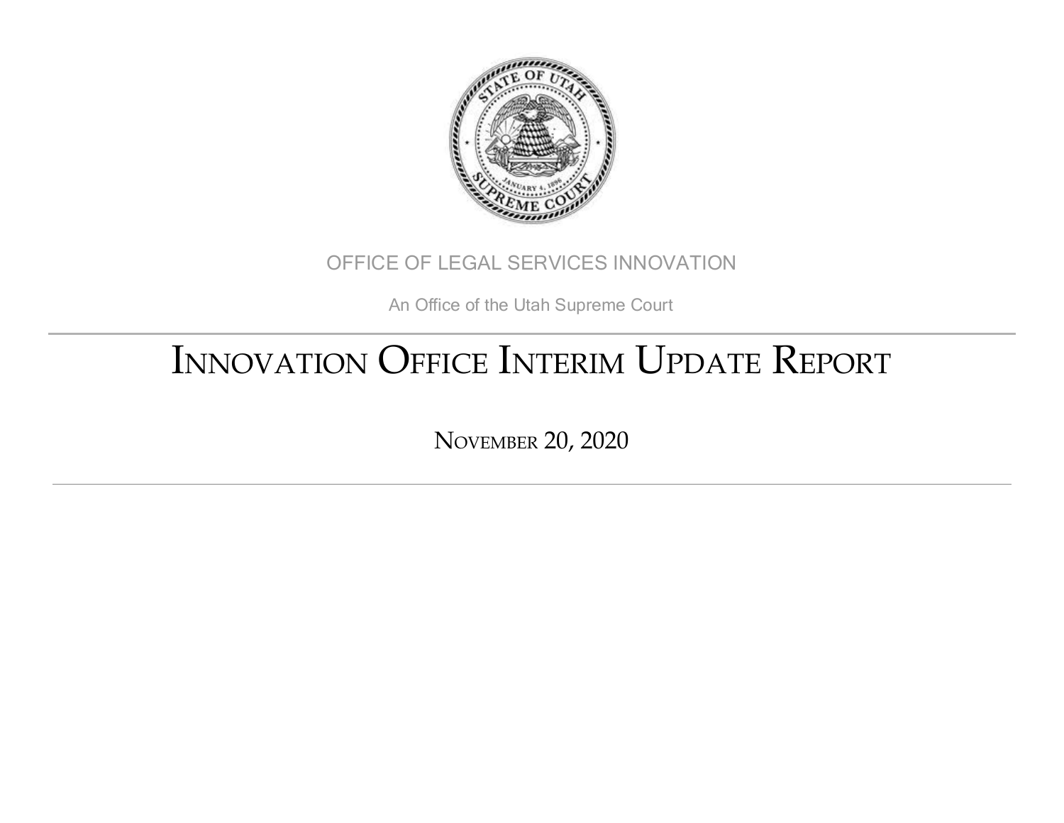OFFICE OF LEGAL SERVICES INNOVATION

An Office of the Utah Supreme Court

# INNOVATION OFFICE INTERIM UPDATE REPORT

NOVEMBER 20, 2020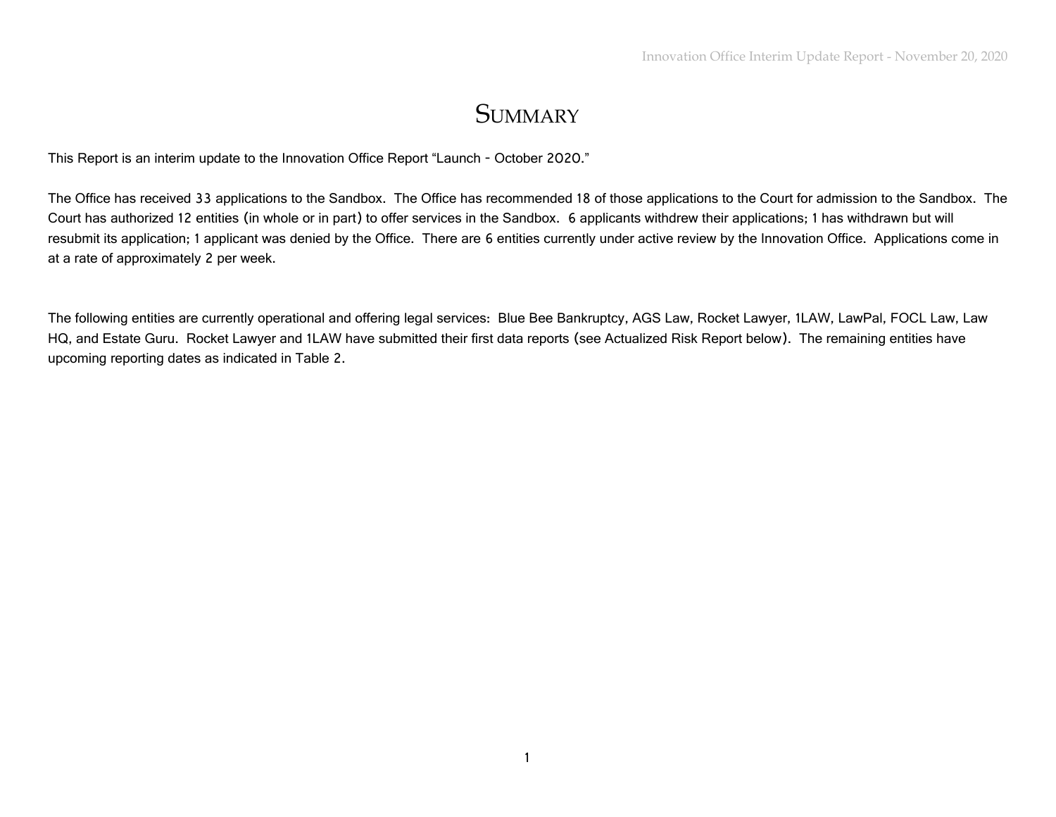# Summary

This Report is an interim update to the Innovation Office Report "Launch - October 2020."

The Office has received 33 applications to the Sandbox. The Office has recommended 18 of those applications to the Court for admission to the Sandbox. The Court has authorized 12 entities (in whole or in part) to offer services in the Sandbox. 6 applicants withdrew their applications; 1 has withdrawn but will resubmit its application; 1 applicant was denied by the Office. There are 6 entities currently under active review by the Innovation Office. Applications come in at a rate of approximately 2 per week.

The following entities are currently operational and offering legal services: Blue Bee Bankruptcy, AGS Law, Rocket Lawyer, 1LAW, LawPal, FOCL Law, Law HQ, and Estate Guru. Rocket Lawyer and 1LAW have submitted their first data reports (see Actualized Risk Report below). The remaining entities have upcoming reporting dates as indicated in Table 2.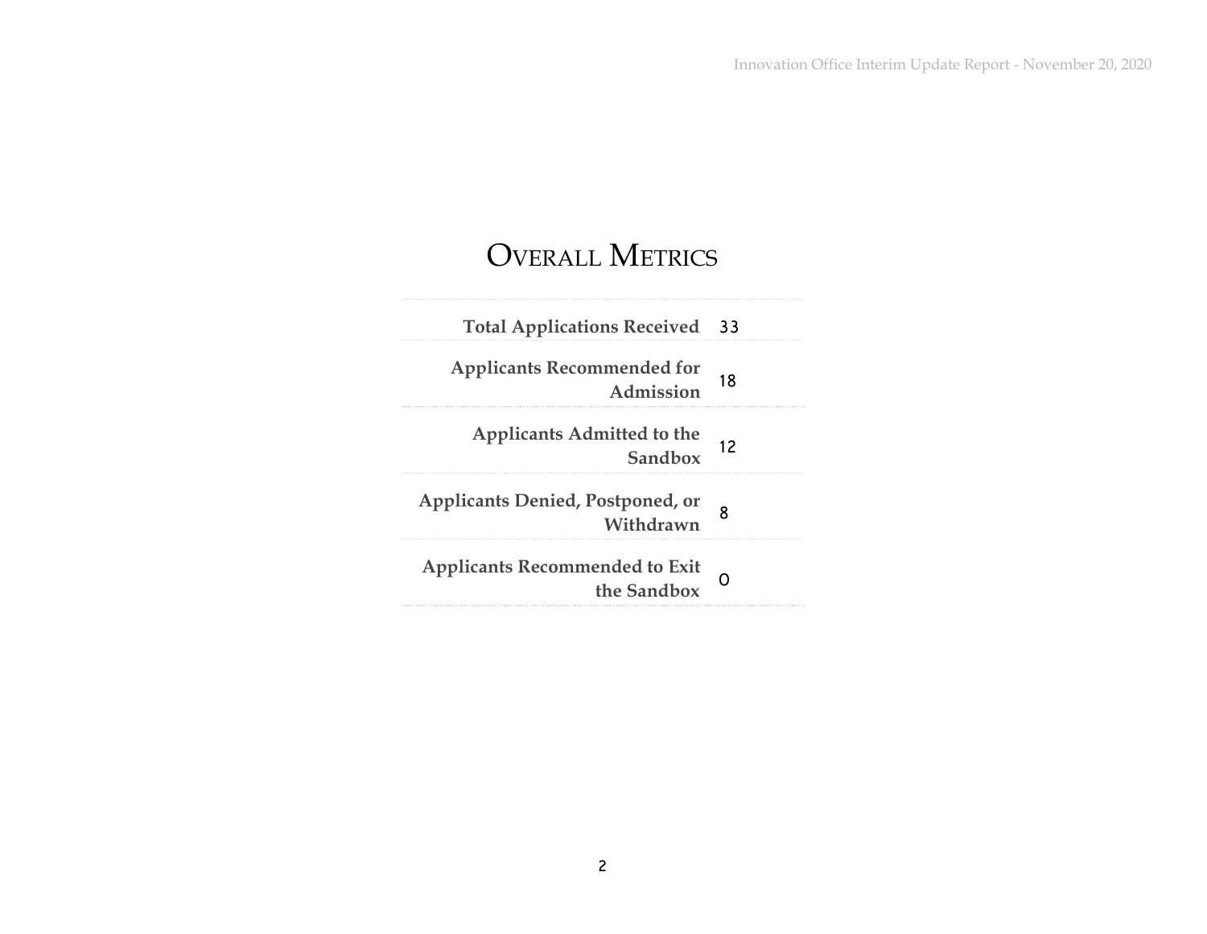# Overall Metrics

| | |
|---|---|
| **Total Applications Received** | 33 |
| **Applicants Recommended for Admission** | 18 |
| **Applicants Admitted to the Sandbox** | 12 |
| **Applicants Denied, Postponed, or Withdrawn** | 8 |
| **Applicants Recommended to Exit the Sandbox** | 0 |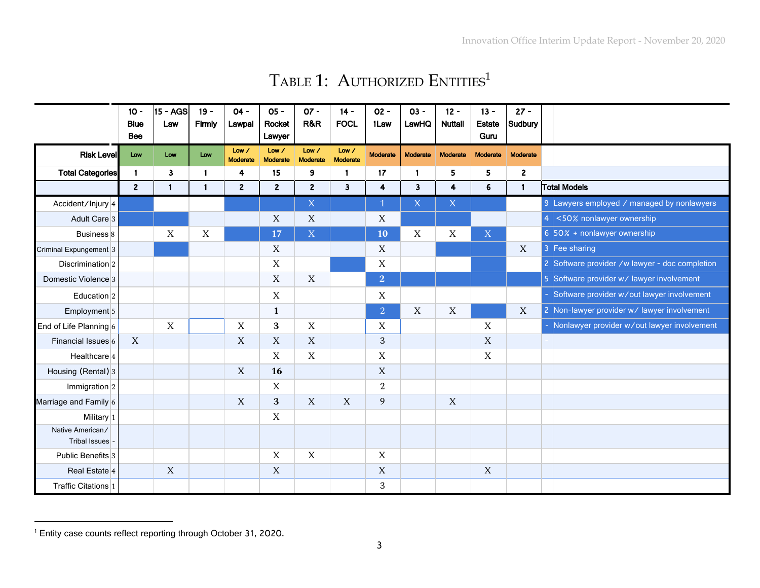# Table 1: Authorized Entities[1]

| | | 10 - Blue Bee | 15 - AGS Law | 19 - Firmly | 04 - Lawpal | 05 - Rocket Lawyer | 07 - R&R | 14 - FOCL | 02 - 1Law | 03 - LawHQ | 12 - Nuttall | 13 - Estate Guru | 27 - Sudbury | | |
|---|---|---|---|---|---|---|---|---|---|---|---|---|---|---|---|
| **Risk Level** | | Low | Low | Low | Low / Moderate | Low / Moderate | Low / Moderate | Low / Moderate | Moderate | Moderate | Moderate | Moderate | Moderate | | |
| **Total Categories** | | 1 | 3 | 1 | 4 | 15 | 9 | 1 | 17 | 1 | 5 | 5 | 2 | | |
| | | 2 | 1 | 1 | 2 | 2 | 2 | 3 | 4 | 3 | 4 | 6 | 1 | **Total Models** | |
| Accident/Injury | 4 | | | | | | X | | 1 | X | X | | | 9 | Lawyers employed / managed by nonlawyers |
| Adult Care | 3 | | | | | X | X | | X | | | | | 4 | <50% nonlawyer ownership |
| Business | 8 | | X | X | | **17** | X | | **10** | X | X | X | | 6 | 50% + nonlawyer ownership |
| Criminal Expungement | 3 | | | | | X | | | X | | | | X | 3 | Fee sharing |
| Discrimination | 2 | | | | | X | | | X | | | | | 2 | Software provider /w lawyer - doc completion |
| Domestic Violence | 3 | | | | | X | X | | **2** | | | | | 5 | Software provider w/ lawyer involvement |
| Education | 2 | | | | | X | | | X | | | | | - | Software provider w/out lawyer involvement |
| Employment | 5 | | | | | **1** | | | 2 | X | X | | X | 2 | Non-lawyer provider w/ lawyer involvement |
| End of Life Planning | 6 | | X | | X | **3** | X | | X | | | X | | - | Nonlawyer provider w/out lawyer involvement |
| Financial Issues | 6 | X | | | X | X | X | | 3 | | | X | | | |
| Healthcare | 4 | | | | | X | X | | X | | | X | | | |
| Housing (Rental) | 3 | | | | X | **16** | | | X | | | | | | |
| Immigration | 2 | | | | | X | | | 2 | | | | | | |
| Marriage and Family | 6 | | | | X | **3** | X | X | 9 | | X | | | | |
| Military | 1 | | | | | X | | | | | | | | | |
| Native American/ Tribal Issues | - | | | | | | | | | | | | | | |
| Public Benefits | 3 | | | | | X | X | | X | | | | | | |
| Real Estate | 4 | | X | | | X | | | X | | | X | | | |
| Traffic Citations | 1 | | | | | | | | 3 | | | | | | |

[1] Entity case counts reflect reporting through October 31, 2020.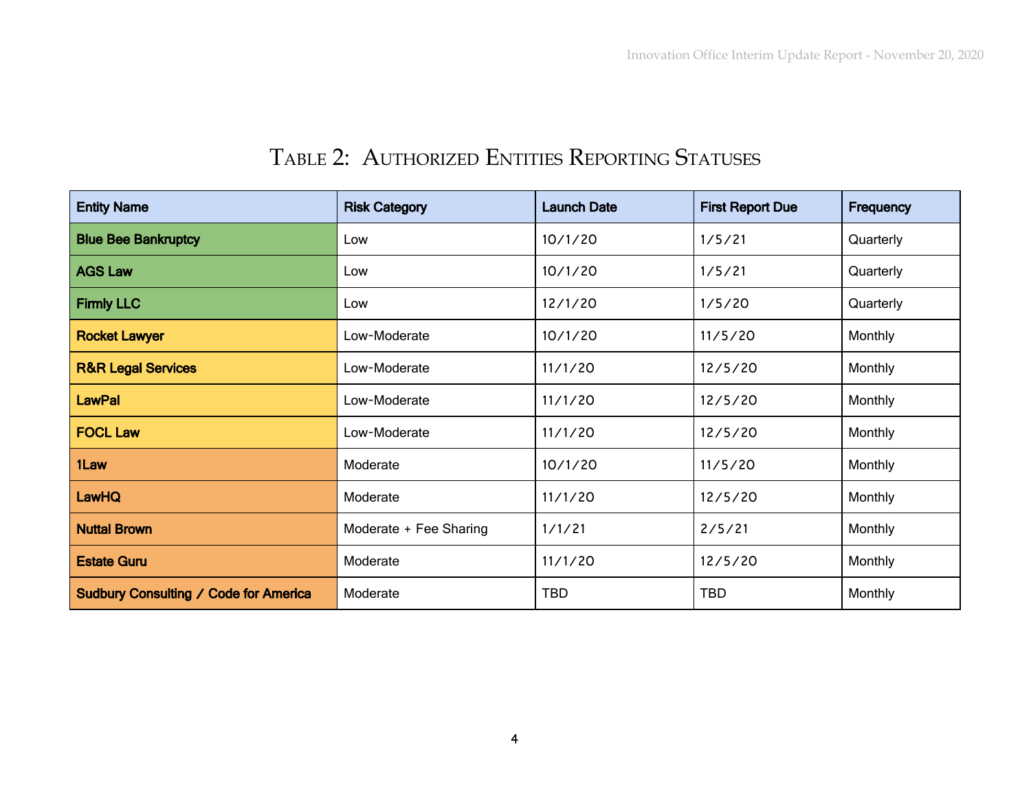## Table 2: Authorized Entities Reporting Statuses

| Entity Name | Risk Category | Launch Date | First Report Due | Frequency |
|---|---|---|---|---|
| **Blue Bee Bankruptcy** | Low | 10/1/20 | 1/5/21 | Quarterly |
| **AGS Law** | Low | 10/1/20 | 1/5/21 | Quarterly |
| **Firmly LLC** | Low | 12/1/20 | 1/5/20 | Quarterly |
| **Rocket Lawyer** | Low-Moderate | 10/1/20 | 11/5/20 | Monthly |
| **R&R Legal Services** | Low-Moderate | 11/1/20 | 12/5/20 | Monthly |
| **LawPal** | Low-Moderate | 11/1/20 | 12/5/20 | Monthly |
| **FOCL Law** | Low-Moderate | 11/1/20 | 12/5/20 | Monthly |
| **1Law** | Moderate | 10/1/20 | 11/5/20 | Monthly |
| **LawHQ** | Moderate | 11/1/20 | 12/5/20 | Monthly |
| **Nuttal Brown** | Moderate + Fee Sharing | 1/1/21 | 2/5/21 | Monthly |
| **Estate Guru** | Moderate | 11/1/20 | 12/5/20 | Monthly |
| **Sudbury Consulting / Code for America** | Moderate | TBD | TBD | Monthly |